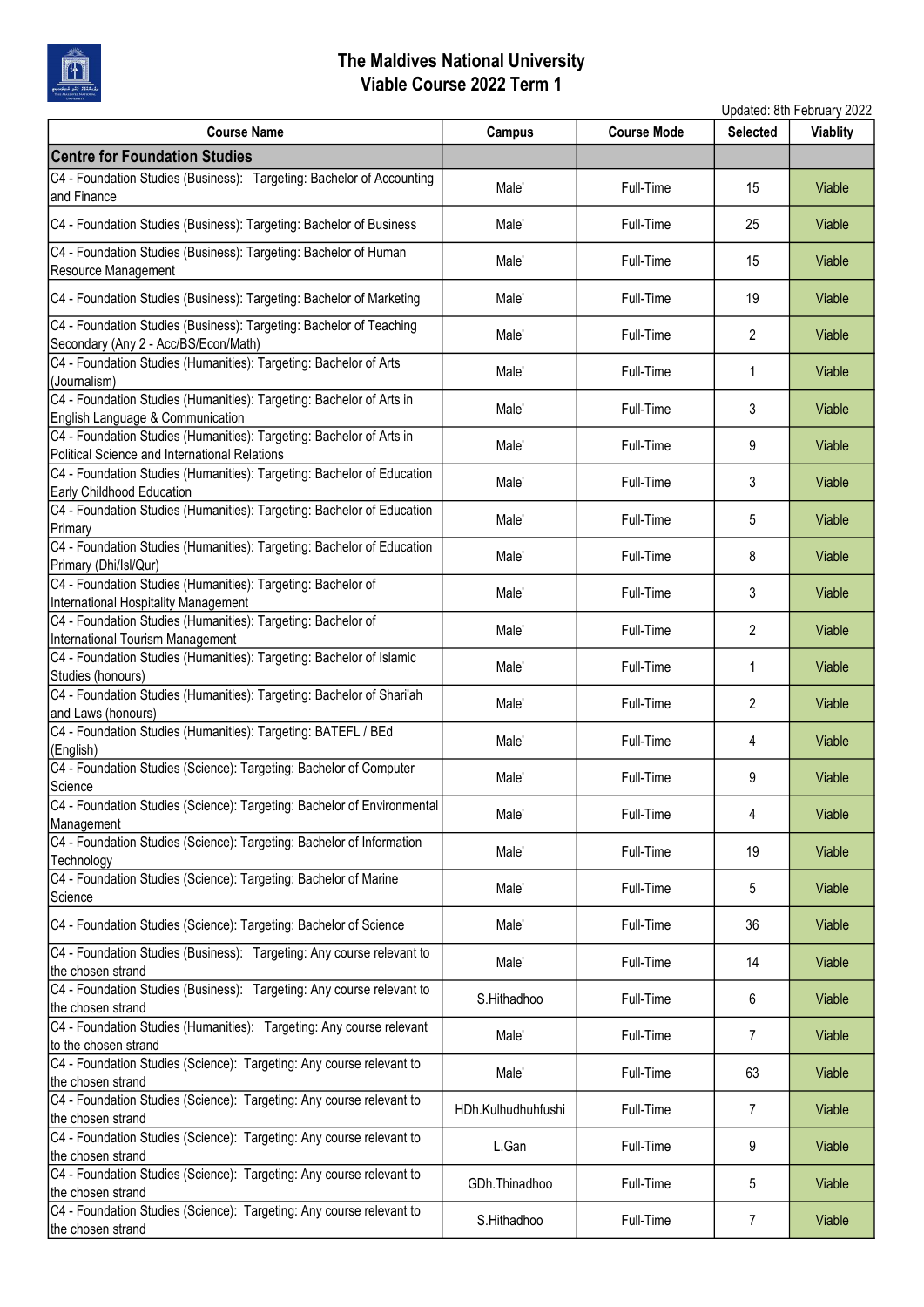# The Maldives National University
## Viable Course 2022 Term 1

Updated: 8th February 2022

| Course Name | Campus | Course Mode | Selected | Viablity |
|---|---|---|---|---|
| **Centre for Foundation Studies** | | | | |
| C4 - Foundation Studies (Business): Targeting: Bachelor of Accounting and Finance | Male' | Full-Time | 15 | Viable |
| C4 - Foundation Studies (Business): Targeting: Bachelor of Business | Male' | Full-Time | 25 | Viable |
| C4 - Foundation Studies (Business): Targeting: Bachelor of Human Resource Management | Male' | Full-Time | 15 | Viable |
| C4 - Foundation Studies (Business): Targeting: Bachelor of Marketing | Male' | Full-Time | 19 | Viable |
| C4 - Foundation Studies (Business): Targeting: Bachelor of Teaching Secondary (Any 2 - Acc/BS/Econ/Math) | Male' | Full-Time | 2 | Viable |
| C4 - Foundation Studies (Humanities): Targeting: Bachelor of Arts (Journalism) | Male' | Full-Time | 1 | Viable |
| C4 - Foundation Studies (Humanities): Targeting: Bachelor of Arts in English Language & Communication | Male' | Full-Time | 3 | Viable |
| C4 - Foundation Studies (Humanities): Targeting: Bachelor of Arts in Political Science and International Relations | Male' | Full-Time | 9 | Viable |
| C4 - Foundation Studies (Humanities): Targeting: Bachelor of Education Early Childhood Education | Male' | Full-Time | 3 | Viable |
| C4 - Foundation Studies (Humanities): Targeting: Bachelor of Education Primary | Male' | Full-Time | 5 | Viable |
| C4 - Foundation Studies (Humanities): Targeting: Bachelor of Education Primary (Dhi/Isl/Qur) | Male' | Full-Time | 8 | Viable |
| C4 - Foundation Studies (Humanities): Targeting: Bachelor of International Hospitality Management | Male' | Full-Time | 3 | Viable |
| C4 - Foundation Studies (Humanities): Targeting: Bachelor of International Tourism Management | Male' | Full-Time | 2 | Viable |
| C4 - Foundation Studies (Humanities): Targeting: Bachelor of Islamic Studies (honours) | Male' | Full-Time | 1 | Viable |
| C4 - Foundation Studies (Humanities): Targeting: Bachelor of Shari'ah and Laws (honours) | Male' | Full-Time | 2 | Viable |
| C4 - Foundation Studies (Humanities): Targeting: BATEFL / BEd (English) | Male' | Full-Time | 4 | Viable |
| C4 - Foundation Studies (Science): Targeting: Bachelor of Computer Science | Male' | Full-Time | 9 | Viable |
| C4 - Foundation Studies (Science): Targeting: Bachelor of Environmental Management | Male' | Full-Time | 4 | Viable |
| C4 - Foundation Studies (Science): Targeting: Bachelor of Information Technology | Male' | Full-Time | 19 | Viable |
| C4 - Foundation Studies (Science): Targeting: Bachelor of Marine Science | Male' | Full-Time | 5 | Viable |
| C4 - Foundation Studies (Science): Targeting: Bachelor of Science | Male' | Full-Time | 36 | Viable |
| C4 - Foundation Studies (Business): Targeting: Any course relevant to the chosen strand | Male' | Full-Time | 14 | Viable |
| C4 - Foundation Studies (Business): Targeting: Any course relevant to the chosen strand | S.Hithadhoo | Full-Time | 6 | Viable |
| C4 - Foundation Studies (Humanities): Targeting: Any course relevant to the chosen strand | Male' | Full-Time | 7 | Viable |
| C4 - Foundation Studies (Science): Targeting: Any course relevant to the chosen strand | Male' | Full-Time | 63 | Viable |
| C4 - Foundation Studies (Science): Targeting: Any course relevant to the chosen strand | HDh.Kulhudhuhfushi | Full-Time | 7 | Viable |
| C4 - Foundation Studies (Science): Targeting: Any course relevant to the chosen strand | L.Gan | Full-Time | 9 | Viable |
| C4 - Foundation Studies (Science): Targeting: Any course relevant to the chosen strand | GDh.Thinadhoo | Full-Time | 5 | Viable |
| C4 - Foundation Studies (Science): Targeting: Any course relevant to the chosen strand | S.Hithadhoo | Full-Time | 7 | Viable |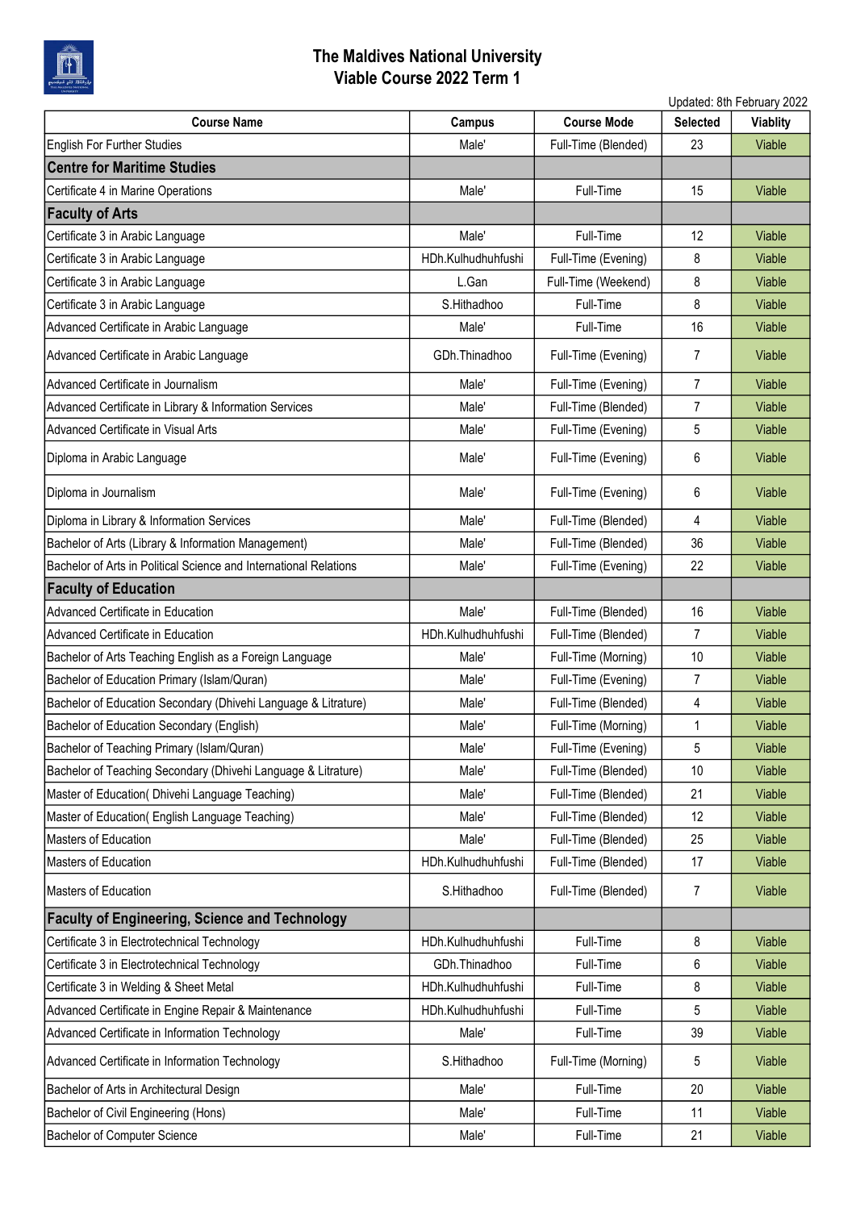# The Maldives National University
## Viable Course 2022 Term 1

Updated: 8th February 2022

| Course Name | Campus | Course Mode | Selected | Viablity |
|---|---|---|---|---|
| English For Further Studies | Male' | Full-Time (Blended) | 23 | Viable |
| **Centre for Maritime Studies** | | | | |
| Certificate 4 in Marine Operations | Male' | Full-Time | 15 | Viable |
| **Faculty of Arts** | | | | |
| Certificate 3 in Arabic Language | Male' | Full-Time | 12 | Viable |
| Certificate 3 in Arabic Language | HDh.Kulhudhuhfushi | Full-Time (Evening) | 8 | Viable |
| Certificate 3 in Arabic Language | L.Gan | Full-Time (Weekend) | 8 | Viable |
| Certificate 3 in Arabic Language | S.Hithadhoo | Full-Time | 8 | Viable |
| Advanced Certificate in Arabic Language | Male' | Full-Time | 16 | Viable |
| Advanced Certificate in Arabic Language | GDh.Thinadhoo | Full-Time (Evening) | 7 | Viable |
| Advanced Certificate in Journalism | Male' | Full-Time (Evening) | 7 | Viable |
| Advanced Certificate in Library & Information Services | Male' | Full-Time (Blended) | 7 | Viable |
| Advanced Certificate in Visual Arts | Male' | Full-Time (Evening) | 5 | Viable |
| Diploma in Arabic Language | Male' | Full-Time (Evening) | 6 | Viable |
| Diploma in Journalism | Male' | Full-Time (Evening) | 6 | Viable |
| Diploma in Library & Information Services | Male' | Full-Time (Blended) | 4 | Viable |
| Bachelor of Arts (Library & Information Management) | Male' | Full-Time (Blended) | 36 | Viable |
| Bachelor of Arts in Political Science and International Relations | Male' | Full-Time (Evening) | 22 | Viable |
| **Faculty of Education** | | | | |
| Advanced Certificate in Education | Male' | Full-Time (Blended) | 16 | Viable |
| Advanced Certificate in Education | HDh.Kulhudhuhfushi | Full-Time (Blended) | 7 | Viable |
| Bachelor of Arts Teaching English as a Foreign Language | Male' | Full-Time (Morning) | 10 | Viable |
| Bachelor of Education Primary (Islam/Quran) | Male' | Full-Time (Evening) | 7 | Viable |
| Bachelor of Education Secondary (Dhivehi Language & Litrature) | Male' | Full-Time (Blended) | 4 | Viable |
| Bachelor of Education Secondary (English) | Male' | Full-Time (Morning) | 1 | Viable |
| Bachelor of Teaching Primary (Islam/Quran) | Male' | Full-Time (Evening) | 5 | Viable |
| Bachelor of Teaching Secondary (Dhivehi Language & Litrature) | Male' | Full-Time (Blended) | 10 | Viable |
| Master of Education( Dhivehi Language Teaching) | Male' | Full-Time (Blended) | 21 | Viable |
| Master of Education( English Language Teaching) | Male' | Full-Time (Blended) | 12 | Viable |
| Masters of Education | Male' | Full-Time (Blended) | 25 | Viable |
| Masters of Education | HDh.Kulhudhuhfushi | Full-Time (Blended) | 17 | Viable |
| Masters of Education | S.Hithadhoo | Full-Time (Blended) | 7 | Viable |
| **Faculty of Engineering, Science and Technology** | | | | |
| Certificate 3 in Electrotechnical Technology | HDh.Kulhudhuhfushi | Full-Time | 8 | Viable |
| Certificate 3 in Electrotechnical Technology | GDh.Thinadhoo | Full-Time | 6 | Viable |
| Certificate 3 in Welding & Sheet Metal | HDh.Kulhudhuhfushi | Full-Time | 8 | Viable |
| Advanced Certificate in Engine Repair & Maintenance | HDh.Kulhudhuhfushi | Full-Time | 5 | Viable |
| Advanced Certificate in Information Technology | Male' | Full-Time | 39 | Viable |
| Advanced Certificate in Information Technology | S.Hithadhoo | Full-Time (Morning) | 5 | Viable |
| Bachelor of Arts in Architectural Design | Male' | Full-Time | 20 | Viable |
| Bachelor of Civil Engineering (Hons) | Male' | Full-Time | 11 | Viable |
| Bachelor of Computer Science | Male' | Full-Time | 21 | Viable |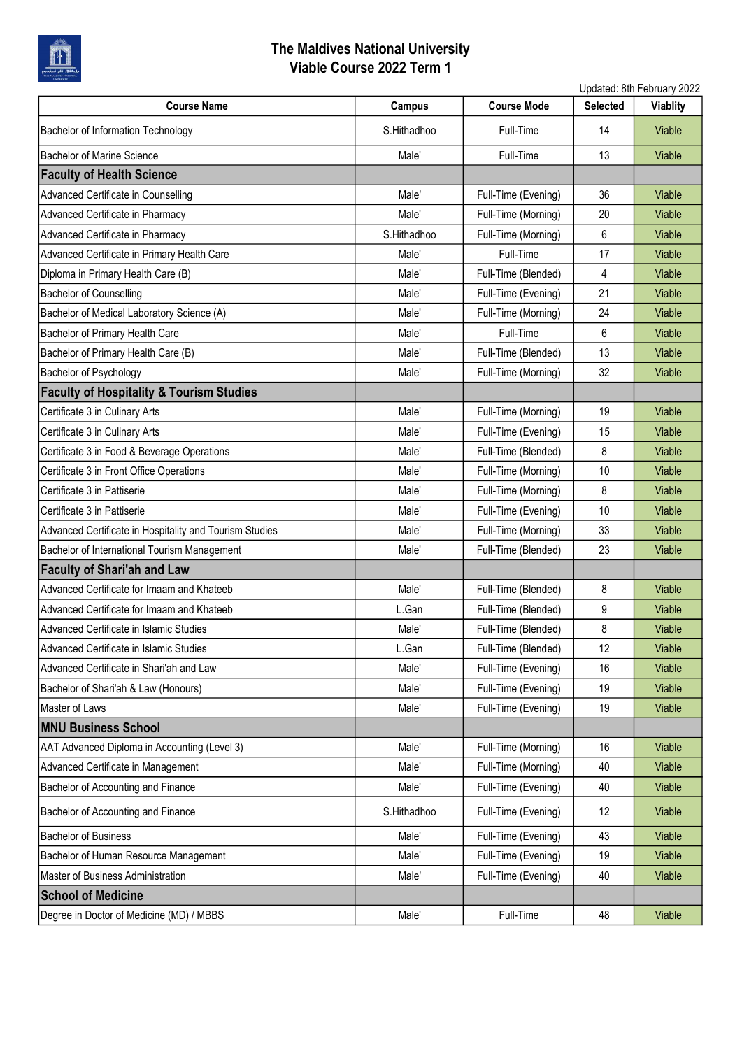# The Maldives National University
## Viable Course 2022 Term 1

Updated: 8th February 2022

| Course Name | Campus | Course Mode | Selected | Viablity |
|---|---|---|---|---|
| Bachelor of Information Technology | S.Hithadhoo | Full-Time | 14 | Viable |
| Bachelor of Marine Science | Male' | Full-Time | 13 | Viable |
| **Faculty of Health Science** | | | | |
| Advanced Certificate in Counselling | Male' | Full-Time (Evening) | 36 | Viable |
| Advanced Certificate in Pharmacy | Male' | Full-Time (Morning) | 20 | Viable |
| Advanced Certificate in Pharmacy | S.Hithadhoo | Full-Time (Morning) | 6 | Viable |
| Advanced Certificate in Primary Health Care | Male' | Full-Time | 17 | Viable |
| Diploma in Primary Health Care (B) | Male' | Full-Time (Blended) | 4 | Viable |
| Bachelor of Counselling | Male' | Full-Time (Evening) | 21 | Viable |
| Bachelor of Medical Laboratory Science (A) | Male' | Full-Time (Morning) | 24 | Viable |
| Bachelor of Primary Health Care | Male' | Full-Time | 6 | Viable |
| Bachelor of Primary Health Care (B) | Male' | Full-Time (Blended) | 13 | Viable |
| Bachelor of Psychology | Male' | Full-Time (Morning) | 32 | Viable |
| **Faculty of Hospitality & Tourism Studies** | | | | |
| Certificate 3 in Culinary Arts | Male' | Full-Time (Morning) | 19 | Viable |
| Certificate 3 in Culinary Arts | Male' | Full-Time (Evening) | 15 | Viable |
| Certificate 3 in Food & Beverage Operations | Male' | Full-Time (Blended) | 8 | Viable |
| Certificate 3 in Front Office Operations | Male' | Full-Time (Morning) | 10 | Viable |
| Certificate 3 in Pattiserie | Male' | Full-Time (Morning) | 8 | Viable |
| Certificate 3 in Pattiserie | Male' | Full-Time (Evening) | 10 | Viable |
| Advanced Certificate in Hospitality and Tourism Studies | Male' | Full-Time (Morning) | 33 | Viable |
| Bachelor of International Tourism Management | Male' | Full-Time (Blended) | 23 | Viable |
| **Faculty of Shari'ah and Law** | | | | |
| Advanced Certificate for Imaam and Khateeb | Male' | Full-Time (Blended) | 8 | Viable |
| Advanced Certificate for Imaam and Khateeb | L.Gan | Full-Time (Blended) | 9 | Viable |
| Advanced Certificate in Islamic Studies | Male' | Full-Time (Blended) | 8 | Viable |
| Advanced Certificate in Islamic Studies | L.Gan | Full-Time (Blended) | 12 | Viable |
| Advanced Certificate in Shari'ah and Law | Male' | Full-Time (Evening) | 16 | Viable |
| Bachelor of Shari'ah & Law (Honours) | Male' | Full-Time (Evening) | 19 | Viable |
| Master of Laws | Male' | Full-Time (Evening) | 19 | Viable |
| **MNU Business School** | | | | |
| AAT Advanced Diploma in Accounting (Level 3) | Male' | Full-Time (Morning) | 16 | Viable |
| Advanced Certificate in Management | Male' | Full-Time (Morning) | 40 | Viable |
| Bachelor of Accounting and Finance | Male' | Full-Time (Evening) | 40 | Viable |
| Bachelor of Accounting and Finance | S.Hithadhoo | Full-Time (Evening) | 12 | Viable |
| Bachelor of Business | Male' | Full-Time (Evening) | 43 | Viable |
| Bachelor of Human Resource Management | Male' | Full-Time (Evening) | 19 | Viable |
| Master of Business Administration | Male' | Full-Time (Evening) | 40 | Viable |
| **School of Medicine** | | | | |
| Degree in Doctor of Medicine (MD) / MBBS | Male' | Full-Time | 48 | Viable |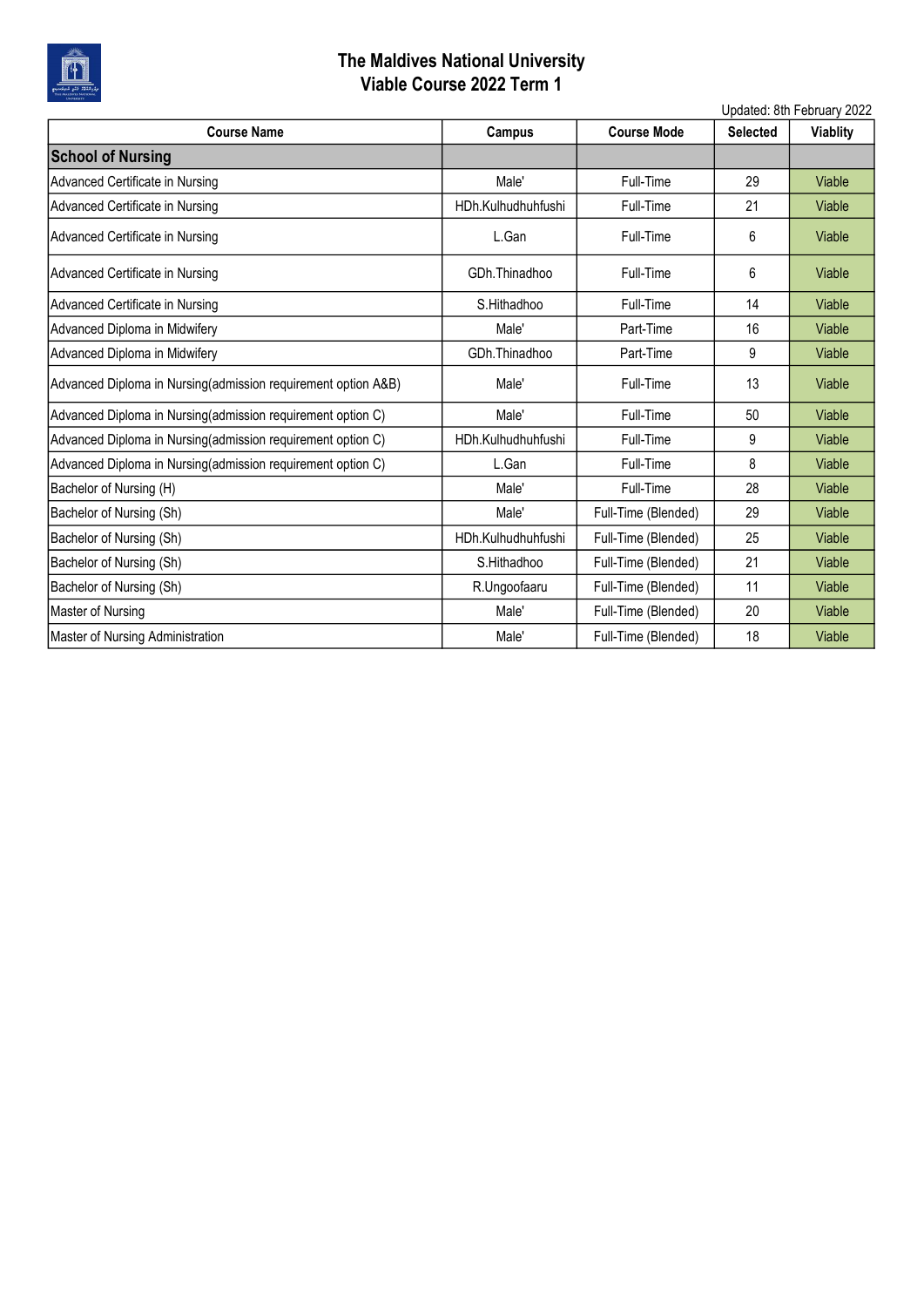# The Maldives National University
## Viable Course 2022 Term 1

Updated: 8th February 2022

| Course Name | Campus | Course Mode | Selected | Viablity |
|---|---|---|---|---|
| **School of Nursing** | | | | |
| Advanced Certificate in Nursing | Male' | Full-Time | 29 | Viable |
| Advanced Certificate in Nursing | HDh.Kulhudhuhfushi | Full-Time | 21 | Viable |
| Advanced Certificate in Nursing | L.Gan | Full-Time | 6 | Viable |
| Advanced Certificate in Nursing | GDh.Thinadhoo | Full-Time | 6 | Viable |
| Advanced Certificate in Nursing | S.Hithadhoo | Full-Time | 14 | Viable |
| Advanced Diploma in Midwifery | Male' | Part-Time | 16 | Viable |
| Advanced Diploma in Midwifery | GDh.Thinadhoo | Part-Time | 9 | Viable |
| Advanced Diploma in Nursing(admission requirement option A&B) | Male' | Full-Time | 13 | Viable |
| Advanced Diploma in Nursing(admission requirement option C) | Male' | Full-Time | 50 | Viable |
| Advanced Diploma in Nursing(admission requirement option C) | HDh.Kulhudhuhfushi | Full-Time | 9 | Viable |
| Advanced Diploma in Nursing(admission requirement option C) | L.Gan | Full-Time | 8 | Viable |
| Bachelor of Nursing (H) | Male' | Full-Time | 28 | Viable |
| Bachelor of Nursing (Sh) | Male' | Full-Time (Blended) | 29 | Viable |
| Bachelor of Nursing (Sh) | HDh.Kulhudhuhfushi | Full-Time (Blended) | 25 | Viable |
| Bachelor of Nursing (Sh) | S.Hithadhoo | Full-Time (Blended) | 21 | Viable |
| Bachelor of Nursing (Sh) | R.Ungoofaaru | Full-Time (Blended) | 11 | Viable |
| Master of Nursing | Male' | Full-Time (Blended) | 20 | Viable |
| Master of Nursing Administration | Male' | Full-Time (Blended) | 18 | Viable |